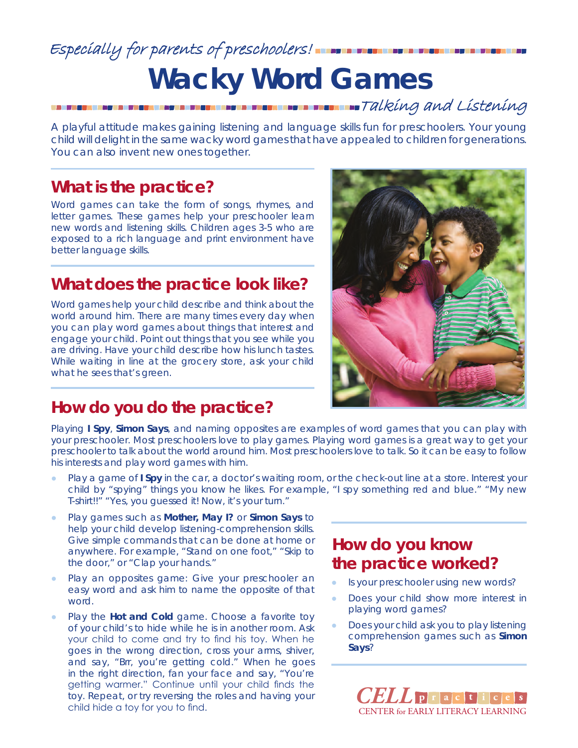*Especially for parents of preschoolers!*

# Wacky Word Games

*Talking and Listening*

A playful attitude makes gaining listening and language skills fun for preschoolers. Your young child will delight in the same wacky word games that have appealed to children for generations. You can also invent new ones together.

## What is the practice?

Word games can take the form of songs, rhymes, and letter games. These games help your preschooler learn new words and listening skills. Children ages 3-5 who are exposed to a rich language and print environment have better language skills.

## What does the practice look like?

Word games help your child describe and think about the world around him. There are many times every day when you can play word games about things that interest and engage your child. Point out things that you see while you are driving. Have your child describe how his lunch tastes. While waiting in line at the grocery store, ask your child what he sees that's green.

## How do you do the practice?

Playing **I Spy**, **Simon Says**, and naming opposites are examples of word games that you can play with your preschooler. Most preschoolers love to play games. Playing word games is a great way to get your preschooler to talk about the world around him. Most preschoolers love to talk. So it can be easy to follow his interests and play word games with him.

- Play a game of **I Spy** in the car, a doctor's waiting room, or the check-out line at a store. Interest your child by "spying" things you know he likes. For example, "I spy something red and blue." "My new T-shirt!!" "Yes, you guessed it! Now, it's your turn."
- Play games such as **Mother, May I?** or **Simon Says** to help your child develop listening-comprehension skills. Give simple commands that can be done at home or anywhere. For example, "Stand on one foot," "Skip to the door," or "Clap your hands."
- Play an opposites game: Give your preschooler an easy word and ask him to name the opposite of that word.
- Play the **Hot and Cold** game. Choose a favorite toy of your child's to hide while he is in another room. Ask your child to come and try to find his toy. When he goes in the wrong direction, cross your arms, shiver, and say, "Brr, you're getting cold." When he goes in the right direction, fan your face and say, "You're getting warmer." Continue until your child finds the toy. Repeat, or try reversing the roles and having your child hide a toy for you to find.

## How do you know the practice worked?

- Is your preschooler using new words?
- Does your child show more interest in playing word games?
- Does your child ask you to play listening comprehension games such as **Simon Says**?

CELL practices
CENTER for EARLY LITERACY LEARNING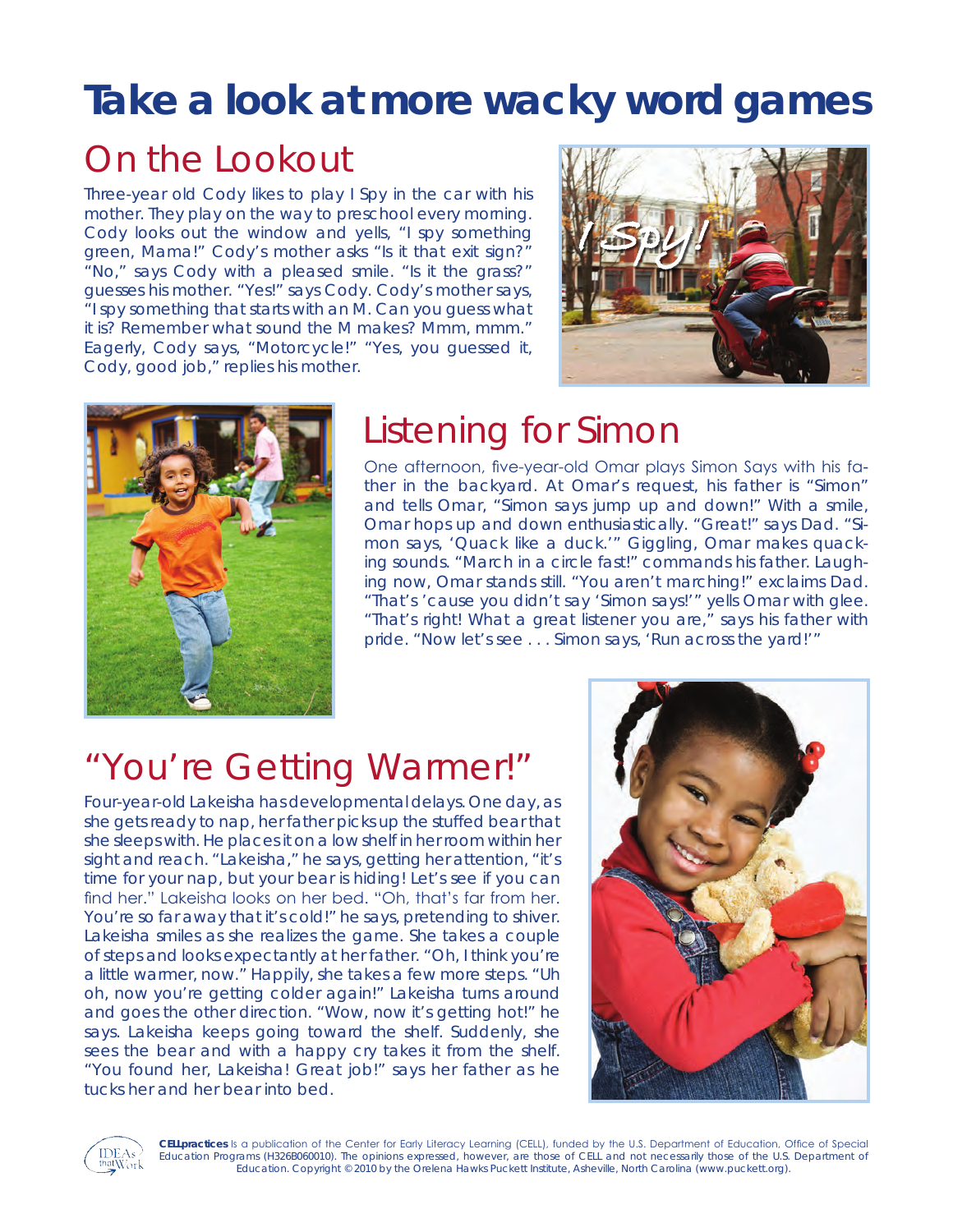# Take a look at more wacky word games

## On the Lookout

Three-year old Cody likes to play I Spy in the car with his mother. They play on the way to preschool every morning. Cody looks out the window and yells, "I spy something green, Mama!" Cody's mother asks "Is it that exit sign?" "No," says Cody with a pleased smile. "Is it the grass?" guesses his mother. "Yes!" says Cody. Cody's mother says, "I spy something that starts with an M. Can you guess what it is? Remember what sound the M makes? Mmm, mmm." Eagerly, Cody says, "Motorcycle!" "Yes, you guessed it, Cody, good job," replies his mother.

## Listening for Simon

One afternoon, five-year-old Omar plays Simon Says with his father in the backyard. At Omar's request, his father is "Simon" and tells Omar, "Simon says jump up and down!" With a smile, Omar hops up and down enthusiastically. "Great!" says Dad. "Simon says, 'Quack like a duck.'" Giggling, Omar makes quacking sounds. "March in a circle fast!" commands his father. Laughing now, Omar stands still. "You aren't marching!" exclaims Dad. "That's 'cause you didn't say 'Simon says!'" yells Omar with glee. "That's right! What a great listener you are," says his father with pride. "Now let's see . . . Simon says, 'Run across the yard!'"

## "You're Getting Warmer!"

Four-year-old Lakeisha has developmental delays. One day, as she gets ready to nap, her father picks up the stuffed bear that she sleeps with. He places it on a low shelf in her room within her sight and reach. "Lakeisha," he says, getting her attention, "it's time for your nap, but your bear is hiding! Let's see if you can find her." Lakeisha looks on her bed. "Oh, that's far from her. You're so far away that it's cold!" he says, pretending to shiver. Lakeisha smiles as she realizes the game. She takes a couple of steps and looks expectantly at her father. "Oh, I think you're a little warmer, now." Happily, she takes a few more steps. "Uh oh, now you're getting colder again!" Lakeisha turns around and goes the other direction. "Wow, now it's getting hot!" he says. Lakeisha keeps going toward the shelf. Suddenly, she sees the bear and with a happy cry takes it from the shelf. "You found her, Lakeisha! Great job!" says her father as he tucks her and her bear into bed.

**CELLpractices** is a publication of the Center for Early Literacy Learning (CELL), funded by the U.S. Department of Education, Office of Special Education Programs (H326B060010). The opinions expressed, however, are those of CELL and not necessarily those of the U.S. Department of Education. Copyright © 2010 by the Orelena Hawks Puckett Institute, Asheville, North Carolina (www.puckett.org).